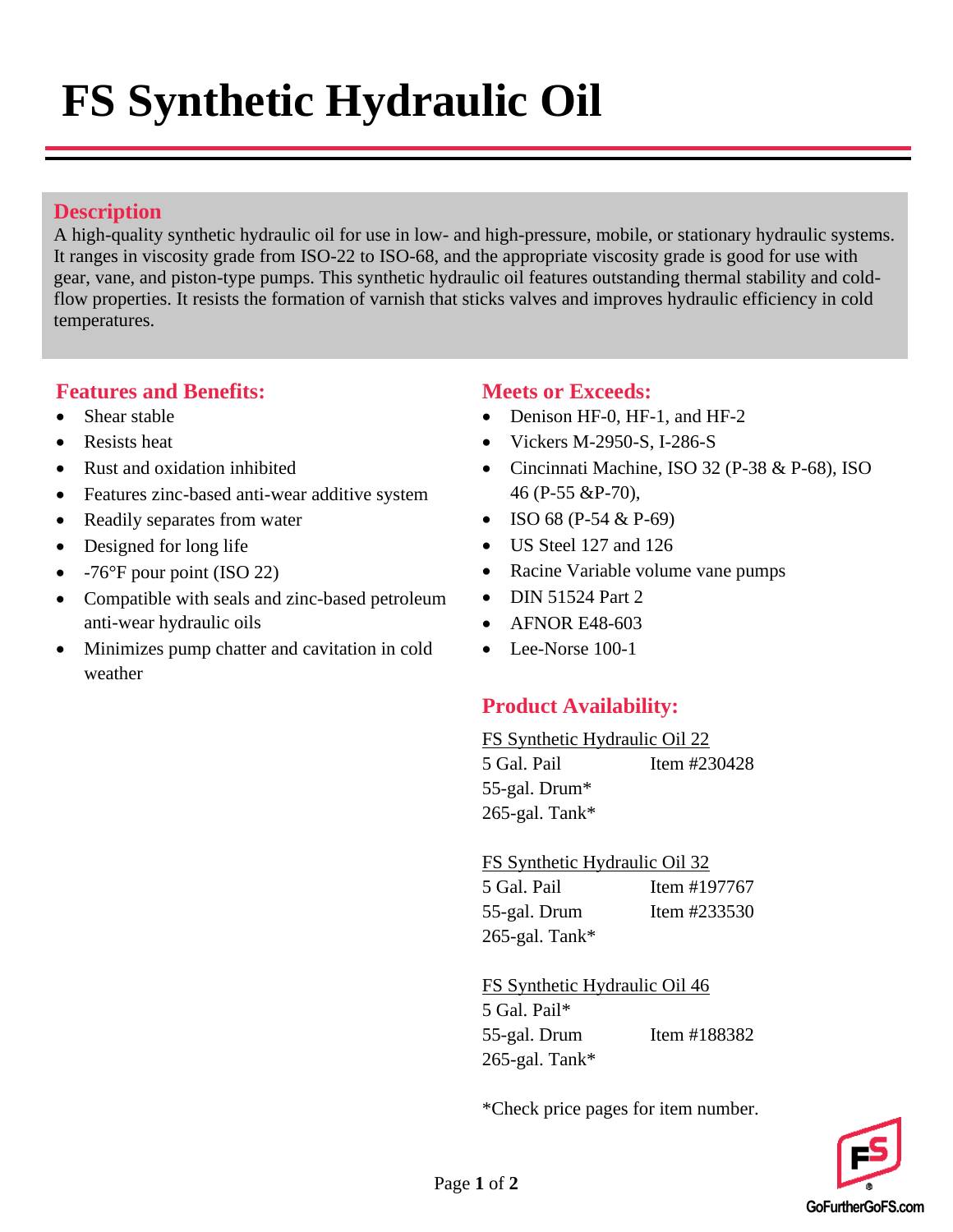# FS Synthetic Hydraulic Oil

## Description

A high-quality synthetic hydraulic oil for use in low- and high-pressure, mobile, or stationary hydraulic systems. It ranges in viscosity grade from ISO-22 to ISO-68, and the appropriate viscosity grade is good for use with gear, vane, and piston-type pumps. This synthetic hydraulic oil features outstanding thermal stability and cold-flow properties. It resists the formation of varnish that sticks valves and improves hydraulic efficiency in cold temperatures.

## Features and Benefits:

- Shear stable
- Resists heat
- Rust and oxidation inhibited
- Features zinc-based anti-wear additive system
- Readily separates from water
- Designed for long life
- -76°F pour point (ISO 22)
- Compatible with seals and zinc-based petroleum anti-wear hydraulic oils
- Minimizes pump chatter and cavitation in cold weather

## Meets or Exceeds:

- Denison HF-0, HF-1, and HF-2
- Vickers M-2950-S, I-286-S
- Cincinnati Machine, ISO 32 (P-38 & P-68), ISO 46 (P-55 &P-70),
- ISO 68 (P-54 & P-69)
- US Steel 127 and 126
- Racine Variable volume vane pumps
- DIN 51524 Part 2
- AFNOR E48-603
- Lee-Norse 100-1

## Product Availability:

FS Synthetic Hydraulic Oil 22

| | |
|---|---|
| 5 Gal. Pail | Item #230428 |
| 55-gal. Drum* | |
| 265-gal. Tank* | |

FS Synthetic Hydraulic Oil 32

| | |
|---|---|
| 5 Gal. Pail | Item #197767 |
| 55-gal. Drum | Item #233530 |
| 265-gal. Tank* | |

FS Synthetic Hydraulic Oil 46

| | |
|---|---|
| 5 Gal. Pail* | |
| 55-gal. Drum | Item #188382 |
| 265-gal. Tank* | |

*Check price pages for item number.

GoFurtherGoFS.com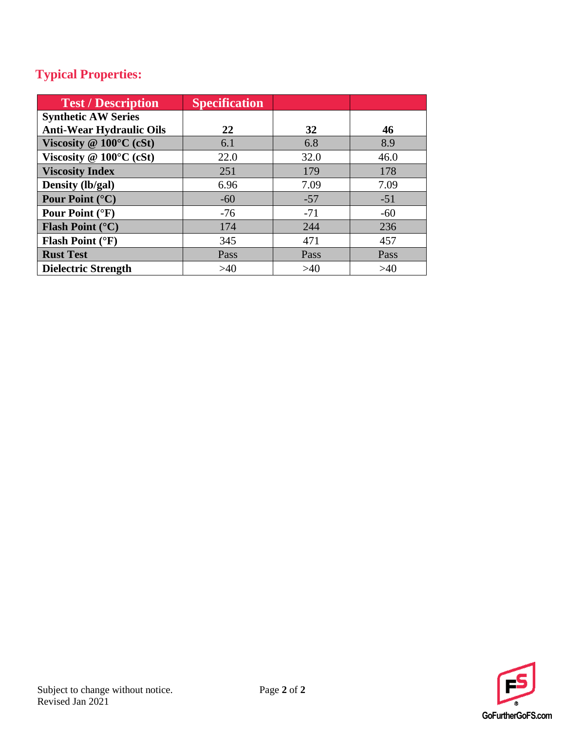## Typical Properties:

| Test / Description | Specification | | |
|---|---|---|---|
| **Synthetic AW Series Anti-Wear Hydraulic Oils** | **22** | **32** | **46** |
| **Viscosity @ 100°C (cSt)** | 6.1 | 6.8 | 8.9 |
| **Viscosity @ 100°C (cSt)** | 22.0 | 32.0 | 46.0 |
| **Viscosity Index** | 251 | 179 | 178 |
| **Density (lb/gal)** | 6.96 | 7.09 | 7.09 |
| **Pour Point (°C)** | -60 | -57 | -51 |
| **Pour Point (°F)** | -76 | -71 | -60 |
| **Flash Point (°C)** | 174 | 244 | 236 |
| **Flash Point (°F)** | 345 | 471 | 457 |
| **Rust Test** | Pass | Pass | Pass |
| **Dielectric Strength** | >40 | >40 | >40 |

Subject to change without notice.
Revised Jan 2021

FS
GoFurtherGoFS.com